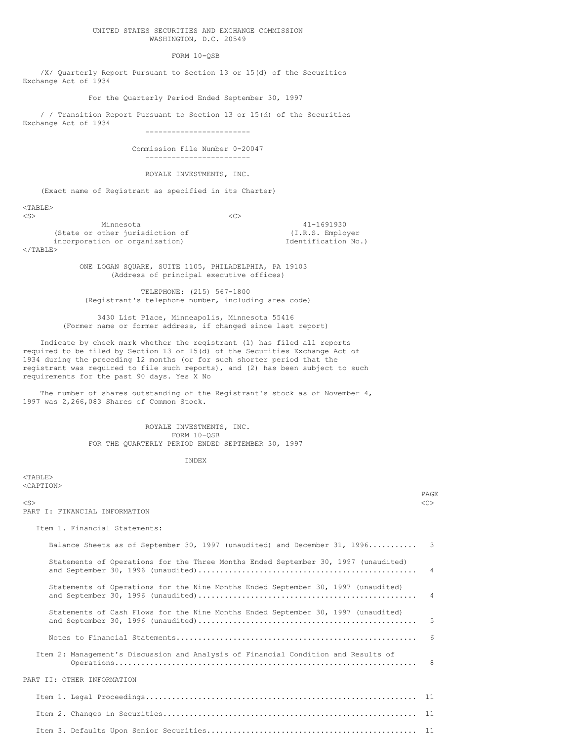UNITED STATES SECURITIES AND EXCHANGE COMMISSION
WASHINGTON, D.C. 20549

FORM 10-QSB

/X/ Quarterly Report Pursuant to Section 13 or 15(d) of the Securities Exchange Act of 1934

For the Quarterly Period Ended September 30, 1997

/ / Transition Report Pursuant to Section 13 or 15(d) of the Securities Exchange Act of 1934

Commission File Number 0-20047

ROYALE INVESTMENTS, INC.

(Exact name of Registrant as specified in its Charter)

| | |
|---|---|
| Minnesota | 41-1691930 |
| (State or other jurisdiction of incorporation or organization) | (I.R.S. Employer Identification No.) |

ONE LOGAN SQUARE, SUITE 1105, PHILADELPHIA, PA 19103
(Address of principal executive offices)

TELEPHONE: (215) 567-1800
(Registrant's telephone number, including area code)

3430 List Place, Minneapolis, Minnesota 55416
(Former name or former address, if changed since last report)

Indicate by check mark whether the registrant (1) has filed all reports required to be filed by Section 13 or 15(d) of the Securities Exchange Act of 1934 during the preceding 12 months (or for such shorter period that the registrant was required to file such reports), and (2) has been subject to such requirements for the past 90 days. Yes X No

The number of shares outstanding of the Registrant's stock as of November 4, 1997 was 2,266,083 Shares of Common Stock.

ROYALE INVESTMENTS, INC.
FORM 10-QSB
FOR THE QUARTERLY PERIOD ENDED SEPTEMBER 30, 1997

INDEX

| | PAGE |
|---|---|
| PART I: FINANCIAL INFORMATION | |
| Item 1. Financial Statements: | |
| Balance Sheets as of September 30, 1997 (unaudited) and December 31, 1996 | 3 |
| Statements of Operations for the Three Months Ended September 30, 1997 (unaudited) and September 30, 1996 (unaudited) | 4 |
| Statements of Operations for the Nine Months Ended September 30, 1997 (unaudited) and September 30, 1996 (unaudited) | 4 |
| Statements of Cash Flows for the Nine Months Ended September 30, 1997 (unaudited) and September 30, 1996 (unaudited) | 5 |
| Notes to Financial Statements | 6 |
| Item 2: Management's Discussion and Analysis of Financial Condition and Results of Operations | 8 |
| PART II: OTHER INFORMATION | |
| Item 1. Legal Proceedings | 11 |
| Item 2. Changes in Securities | 11 |
| Item 3. Defaults Upon Senior Securities | 11 |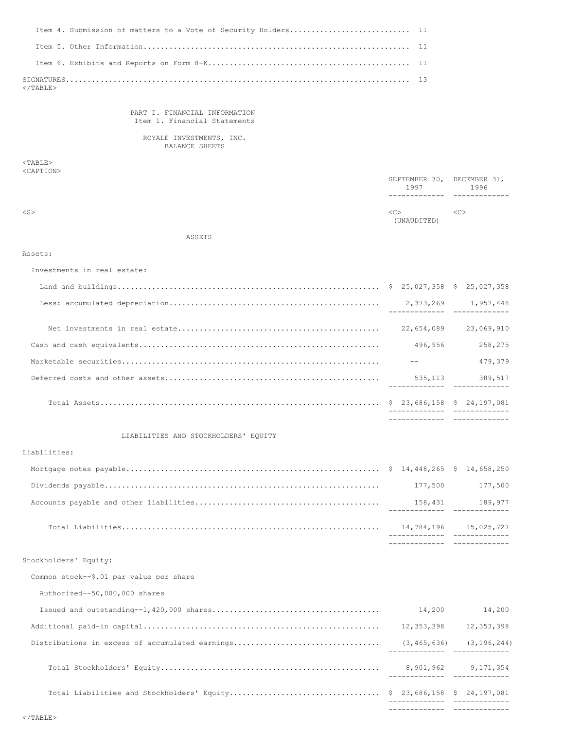| | |
|---|---|
| Item 4. Submission of matters to a Vote of Security Holders | 11 |
| Item 5. Other Information | 11 |
| Item 6. Exhibits and Reports on Form 8-K | 11 |
| SIGNATURES | 13 |

## PART I. FINANCIAL INFORMATION

### Item 1. Financial Statements

### ROYALE INVESTMENTS, INC.

### BALANCE SHEETS

| | SEPTEMBER 30, 1997 (UNAUDITED) | DECEMBER 31, 1996 |
|---|---|---|
| **ASSETS** | | |
| Assets: | | |
| Investments in real estate: | | |
| Land and buildings | $ 25,027,358 | $ 25,027,358 |
| Less: accumulated depreciation | 2,373,269 | 1,957,448 |
| Net investments in real estate | 22,654,089 | 23,069,910 |
| Cash and cash equivalents | 496,956 | 258,275 |
| Marketable securities | -- | 479,379 |
| Deferred costs and other assets | 535,113 | 389,517 |
| Total Assets | $ 23,686,158 | $ 24,197,081 |
| **LIABILITIES AND STOCKHOLDERS' EQUITY** | | |
| Liabilities: | | |
| Mortgage notes payable | $ 14,448,265 | $ 14,658,250 |
| Dividends payable | 177,500 | 177,500 |
| Accounts payable and other liabilities | 158,431 | 189,977 |
| Total Liabilities | 14,784,196 | 15,025,727 |
| Stockholders' Equity: | | |
| Common stock--$.01 par value per share | | |
| Authorized--50,000,000 shares | | |
| Issued and outstanding--1,420,000 shares | 14,200 | 14,200 |
| Additional paid-in capital | 12,353,398 | 12,353,398 |
| Distributions in excess of accumulated earnings | (3,465,636) | (3,196,244) |
| Total Stockholders' Equity | 8,901,962 | 9,171,354 |
| Total Liabilities and Stockholders' Equity | $ 23,686,158 | $ 24,197,081 |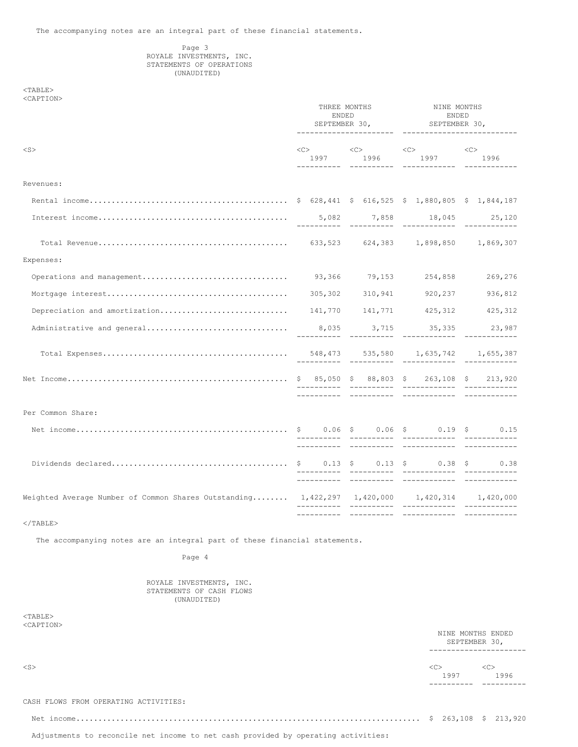The accompanying notes are an integral part of these financial statements.

ROYALE INVESTMENTS, INC.
STATEMENTS OF OPERATIONS
(UNAUDITED)

| | THREE MONTHS ENDED SEPTEMBER 30, | | NINE MONTHS ENDED SEPTEMBER 30, | |
|---|---|---|---|---|
| | 1997 | 1996 | 1997 | 1996 |
| Revenues: | | | | |
| Rental income | $ 628,441 | $ 616,525 | $ 1,880,805 | $ 1,844,187 |
| Interest income | 5,082 | 7,858 | 18,045 | 25,120 |
| Total Revenue | 633,523 | 624,383 | 1,898,850 | 1,869,307 |
| Expenses: | | | | |
| Operations and management | 93,366 | 79,153 | 254,858 | 269,276 |
| Mortgage interest | 305,302 | 310,941 | 920,237 | 936,812 |
| Depreciation and amortization | 141,770 | 141,771 | 425,312 | 425,312 |
| Administrative and general | 8,035 | 3,715 | 35,335 | 23,987 |
| Total Expenses | 548,473 | 535,580 | 1,635,742 | 1,655,387 |
| Net Income | $ 85,050 | $ 88,803 | $ 263,108 | $ 213,920 |
| Per Common Share: | | | | |
| Net income | $ 0.06 | $ 0.06 | $ 0.19 | $ 0.15 |
| Dividends declared | $ 0.13 | $ 0.13 | $ 0.38 | $ 0.38 |
| Weighted Average Number of Common Shares Outstanding | 1,422,297 | 1,420,000 | 1,420,314 | 1,420,000 |

The accompanying notes are an integral part of these financial statements.

ROYALE INVESTMENTS, INC.
STATEMENTS OF CASH FLOWS
(UNAUDITED)

| | NINE MONTHS ENDED SEPTEMBER 30, | |
|---|---|---|
| | 1997 | 1996 |
| CASH FLOWS FROM OPERATING ACTIVITIES: | | |
| Net income | $ 263,108 | $ 213,920 |
| Adjustments to reconcile net income to net cash provided by operating activities: | | |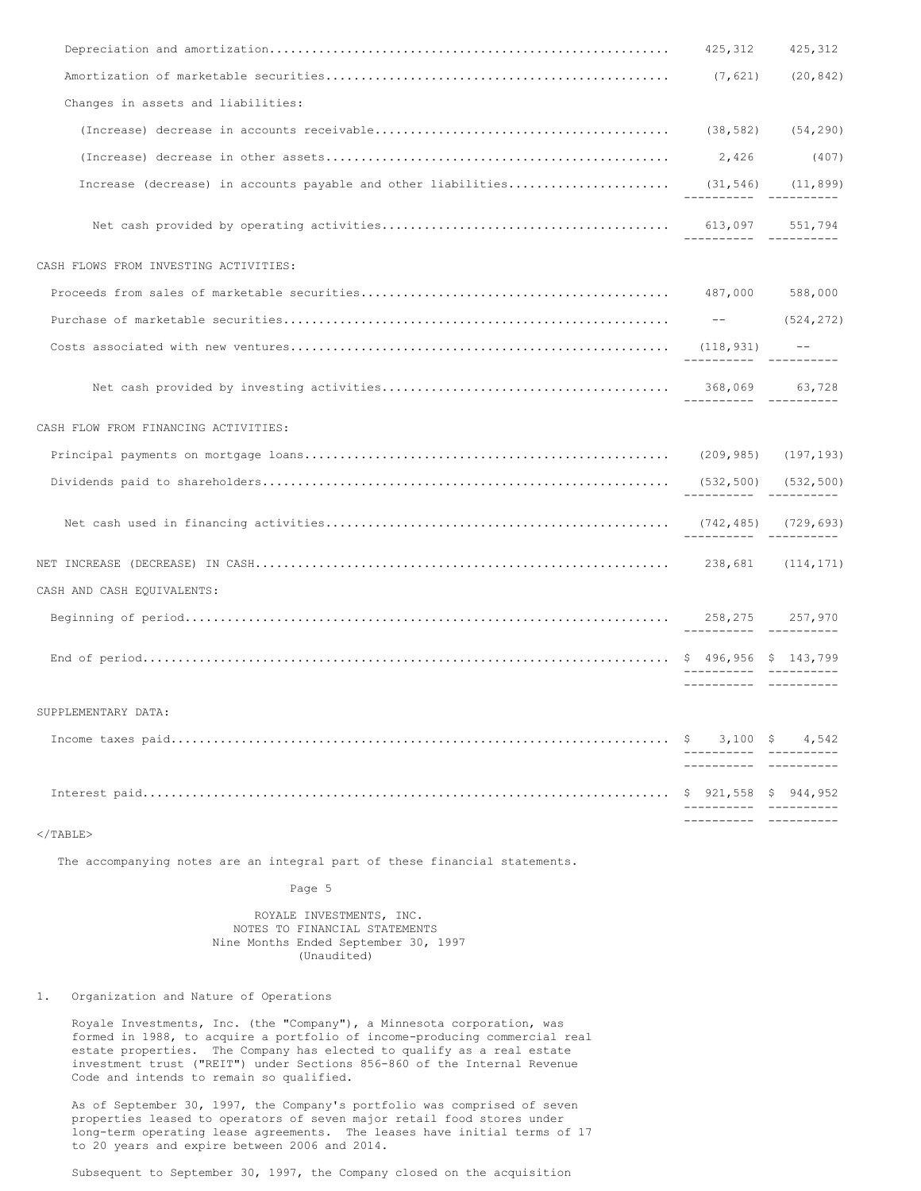| | | |
|---|---|---|
| Depreciation and amortization | 425,312 | 425,312 |
| Amortization of marketable securities | (7,621) | (20,842) |
| Changes in assets and liabilities: | | |
| (Increase) decrease in accounts receivable | (38,582) | (54,290) |
| (Increase) decrease in other assets | 2,426 | (407) |
| Increase (decrease) in accounts payable and other liabilities | (31,546) | (11,899) |
| Net cash provided by operating activities | 613,097 | 551,794 |
| CASH FLOWS FROM INVESTING ACTIVITIES: | | |
| Proceeds from sales of marketable securities | 487,000 | 588,000 |
| Purchase of marketable securities | -- | (524,272) |
| Costs associated with new ventures | (118,931) | -- |
| Net cash provided by investing activities | 368,069 | 63,728 |
| CASH FLOW FROM FINANCING ACTIVITIES: | | |
| Principal payments on mortgage loans | (209,985) | (197,193) |
| Dividends paid to shareholders | (532,500) | (532,500) |
| Net cash used in financing activities | (742,485) | (729,693) |
| NET INCREASE (DECREASE) IN CASH | 238,681 | (114,171) |
| CASH AND CASH EQUIVALENTS: | | |
| Beginning of period | 258,275 | 257,970 |
| End of period | $ 496,956 | $ 143,799 |
| SUPPLEMENTARY DATA: | | |
| Income taxes paid | $ 3,100 | $ 4,542 |
| Interest paid | $ 921,558 | $ 944,952 |

The accompanying notes are an integral part of these financial statements.

ROYALE INVESTMENTS, INC.
NOTES TO FINANCIAL STATEMENTS
Nine Months Ended September 30, 1997
(Unaudited)

1. Organization and Nature of Operations

Royale Investments, Inc. (the "Company"), a Minnesota corporation, was formed in 1988, to acquire a portfolio of income-producing commercial real estate properties. The Company has elected to qualify as a real estate investment trust ("REIT") under Sections 856-860 of the Internal Revenue Code and intends to remain so qualified.

As of September 30, 1997, the Company's portfolio was comprised of seven properties leased to operators of seven major retail food stores under long-term operating lease agreements. The leases have initial terms of 17 to 20 years and expire between 2006 and 2014.

Subsequent to September 30, 1997, the Company closed on the acquisition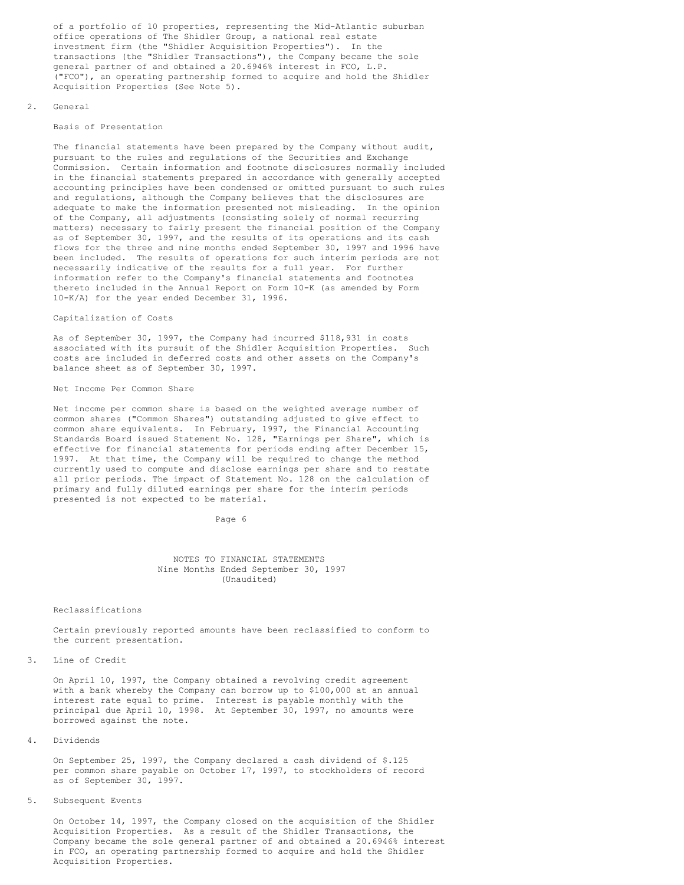of a portfolio of 10 properties, representing the Mid-Atlantic suburban office operations of The Shidler Group, a national real estate investment firm (the "Shidler Acquisition Properties"). In the transactions (the "Shidler Transactions"), the Company became the sole general partner of and obtained a 20.6946% interest in FCO, L.P. ("FCO"), an operating partnership formed to acquire and hold the Shidler Acquisition Properties (See Note 5).

2. General

### Basis of Presentation

The financial statements have been prepared by the Company without audit, pursuant to the rules and regulations of the Securities and Exchange Commission. Certain information and footnote disclosures normally included in the financial statements prepared in accordance with generally accepted accounting principles have been condensed or omitted pursuant to such rules and regulations, although the Company believes that the disclosures are adequate to make the information presented not misleading. In the opinion of the Company, all adjustments (consisting solely of normal recurring matters) necessary to fairly present the financial position of the Company as of September 30, 1997, and the results of its operations and its cash flows for the three and nine months ended September 30, 1997 and 1996 have been included. The results of operations for such interim periods are not necessarily indicative of the results for a full year. For further information refer to the Company's financial statements and footnotes thereto included in the Annual Report on Form 10-K (as amended by Form 10-K/A) for the year ended December 31, 1996.

### Capitalization of Costs

As of September 30, 1997, the Company had incurred $118,931 in costs associated with its pursuit of the Shidler Acquisition Properties. Such costs are included in deferred costs and other assets on the Company's balance sheet as of September 30, 1997.

### Net Income Per Common Share

Net income per common share is based on the weighted average number of common shares ("Common Shares") outstanding adjusted to give effect to common share equivalents. In February, 1997, the Financial Accounting Standards Board issued Statement No. 128, "Earnings per Share", which is effective for financial statements for periods ending after December 15, 1997. At that time, the Company will be required to change the method currently used to compute and disclose earnings per share and to restate all prior periods. The impact of Statement No. 128 on the calculation of primary and fully diluted earnings per share for the interim periods presented is not expected to be material.

NOTES TO FINANCIAL STATEMENTS
Nine Months Ended September 30, 1997
(Unaudited)

### Reclassifications

Certain previously reported amounts have been reclassified to conform to the current presentation.

3. Line of Credit

On April 10, 1997, the Company obtained a revolving credit agreement with a bank whereby the Company can borrow up to $100,000 at an annual interest rate equal to prime. Interest is payable monthly with the principal due April 10, 1998. At September 30, 1997, no amounts were borrowed against the note.

4. Dividends

On September 25, 1997, the Company declared a cash dividend of $.125 per common share payable on October 17, 1997, to stockholders of record as of September 30, 1997.

5. Subsequent Events

On October 14, 1997, the Company closed on the acquisition of the Shidler Acquisition Properties. As a result of the Shidler Transactions, the Company became the sole general partner of and obtained a 20.6946% interest in FCO, an operating partnership formed to acquire and hold the Shidler Acquisition Properties.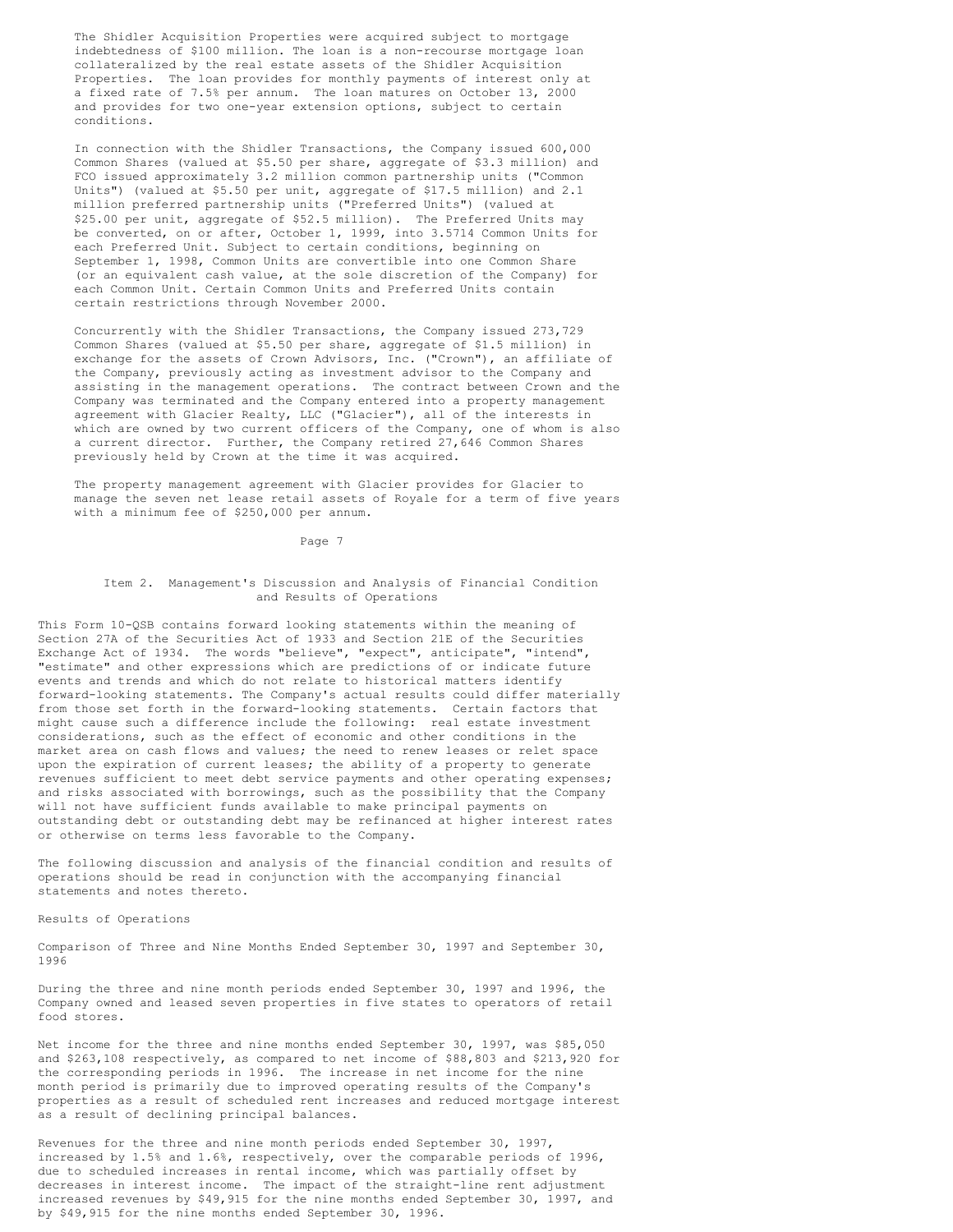The Shidler Acquisition Properties were acquired subject to mortgage indebtedness of $100 million. The loan is a non-recourse mortgage loan collateralized by the real estate assets of the Shidler Acquisition Properties. The loan provides for monthly payments of interest only at a fixed rate of 7.5% per annum. The loan matures on October 13, 2000 and provides for two one-year extension options, subject to certain conditions.

In connection with the Shidler Transactions, the Company issued 600,000 Common Shares (valued at $5.50 per share, aggregate of $3.3 million) and FCO issued approximately 3.2 million common partnership units ("Common Units") (valued at $5.50 per unit, aggregate of $17.5 million) and 2.1 million preferred partnership units ("Preferred Units") (valued at $25.00 per unit, aggregate of $52.5 million). The Preferred Units may be converted, on or after, October 1, 1999, into 3.5714 Common Units for each Preferred Unit. Subject to certain conditions, beginning on September 1, 1998, Common Units are convertible into one Common Share (or an equivalent cash value, at the sole discretion of the Company) for each Common Unit. Certain Common Units and Preferred Units contain certain restrictions through November 2000.

Concurrently with the Shidler Transactions, the Company issued 273,729 Common Shares (valued at $5.50 per share, aggregate of $1.5 million) in exchange for the assets of Crown Advisors, Inc. ("Crown"), an affiliate of the Company, previously acting as investment advisor to the Company and assisting in the management operations. The contract between Crown and the Company was terminated and the Company entered into a property management agreement with Glacier Realty, LLC ("Glacier"), all of the interests in which are owned by two current officers of the Company, one of whom is also a current director. Further, the Company retired 27,646 Common Shares previously held by Crown at the time it was acquired.

The property management agreement with Glacier provides for Glacier to manage the seven net lease retail assets of Royale for a term of five years with a minimum fee of $250,000 per annum.

## Item 2. Management's Discussion and Analysis of Financial Condition and Results of Operations

This Form 10-QSB contains forward looking statements within the meaning of Section 27A of the Securities Act of 1933 and Section 21E of the Securities Exchange Act of 1934. The words "believe", "expect", anticipate", "intend", "estimate" and other expressions which are predictions of or indicate future events and trends and which do not relate to historical matters identify forward-looking statements. The Company's actual results could differ materially from those set forth in the forward-looking statements. Certain factors that might cause such a difference include the following: real estate investment considerations, such as the effect of economic and other conditions in the market area on cash flows and values; the need to renew leases or relet space upon the expiration of current leases; the ability of a property to generate revenues sufficient to meet debt service payments and other operating expenses; and risks associated with borrowings, such as the possibility that the Company will not have sufficient funds available to make principal payments on outstanding debt or outstanding debt may be refinanced at higher interest rates or otherwise on terms less favorable to the Company.

The following discussion and analysis of the financial condition and results of operations should be read in conjunction with the accompanying financial statements and notes thereto.

### Results of Operations

Comparison of Three and Nine Months Ended September 30, 1997 and September 30, 1996

During the three and nine month periods ended September 30, 1997 and 1996, the Company owned and leased seven properties in five states to operators of retail food stores.

Net income for the three and nine months ended September 30, 1997, was $85,050 and $263,108 respectively, as compared to net income of $88,803 and $213,920 for the corresponding periods in 1996. The increase in net income for the nine month period is primarily due to improved operating results of the Company's properties as a result of scheduled rent increases and reduced mortgage interest as a result of declining principal balances.

Revenues for the three and nine month periods ended September 30, 1997, increased by 1.5% and 1.6%, respectively, over the comparable periods of 1996, due to scheduled increases in rental income, which was partially offset by decreases in interest income. The impact of the straight-line rent adjustment increased revenues by $49,915 for the nine months ended September 30, 1997, and by $49,915 for the nine months ended September 30, 1996.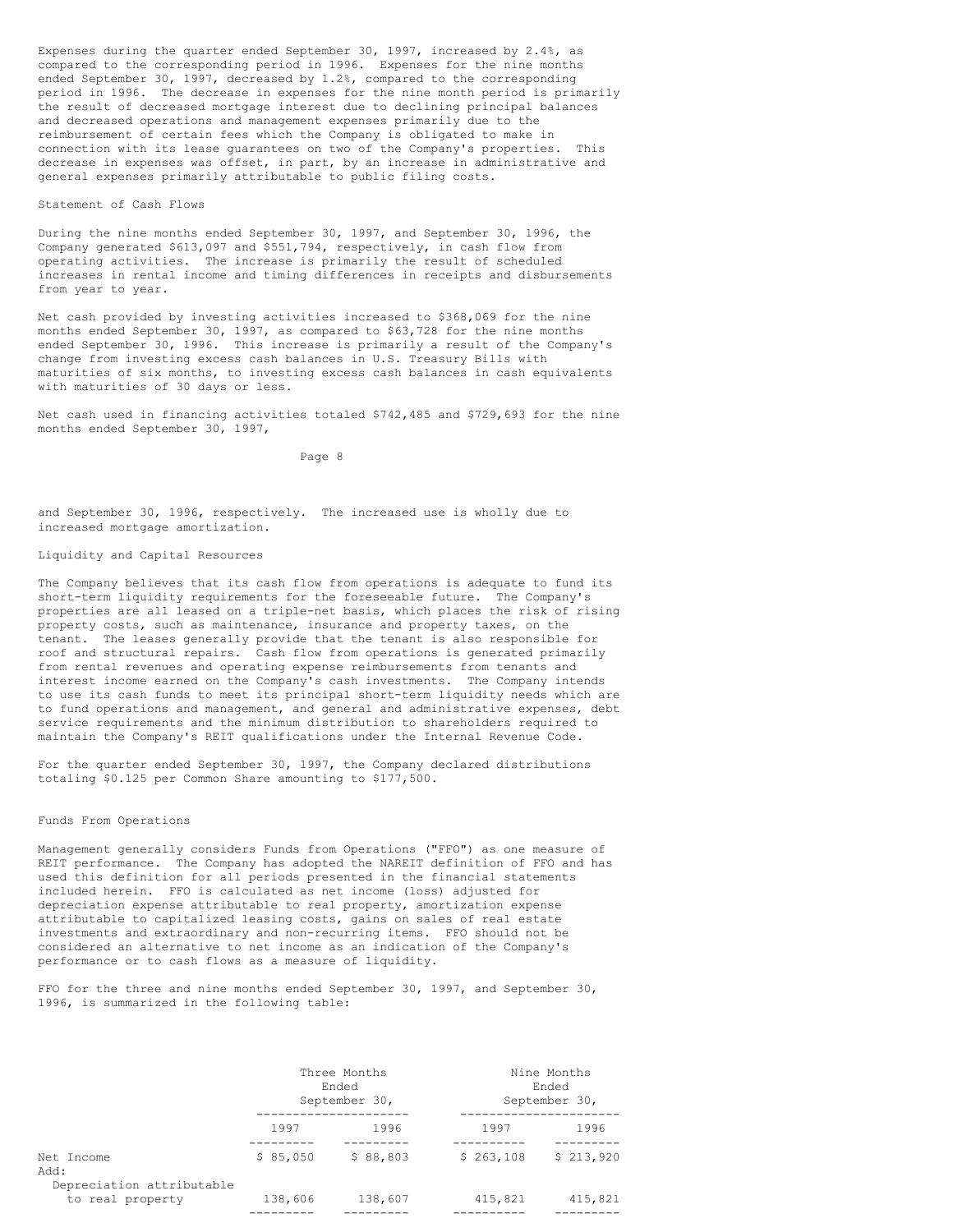Expenses during the quarter ended September 30, 1997, increased by 2.4%, as compared to the corresponding period in 1996. Expenses for the nine months ended September 30, 1997, decreased by 1.2%, compared to the corresponding period in 1996. The decrease in expenses for the nine month period is primarily the result of decreased mortgage interest due to declining principal balances and decreased operations and management expenses primarily due to the reimbursement of certain fees which the Company is obligated to make in connection with its lease guarantees on two of the Company's properties. This decrease in expenses was offset, in part, by an increase in administrative and general expenses primarily attributable to public filing costs.

Statement of Cash Flows

During the nine months ended September 30, 1997, and September 30, 1996, the Company generated $613,097 and $551,794, respectively, in cash flow from operating activities. The increase is primarily the result of scheduled increases in rental income and timing differences in receipts and disbursements from year to year.

Net cash provided by investing activities increased to $368,069 for the nine months ended September 30, 1997, as compared to $63,728 for the nine months ended September 30, 1996. This increase is primarily a result of the Company's change from investing excess cash balances in U.S. Treasury Bills with maturities of six months, to investing excess cash balances in cash equivalents with maturities of 30 days or less.

Net cash used in financing activities totaled $742,485 and $729,693 for the nine months ended September 30, 1997, and September 30, 1996, respectively. The increased use is wholly due to increased mortgage amortization.

Liquidity and Capital Resources

The Company believes that its cash flow from operations is adequate to fund its short-term liquidity requirements for the foreseeable future. The Company's properties are all leased on a triple-net basis, which places the risk of rising property costs, such as maintenance, insurance and property taxes, on the tenant. The leases generally provide that the tenant is also responsible for roof and structural repairs. Cash flow from operations is generated primarily from rental revenues and operating expense reimbursements from tenants and interest income earned on the Company's cash investments. The Company intends to use its cash funds to meet its principal short-term liquidity needs which are to fund operations and management, and general and administrative expenses, debt service requirements and the minimum distribution to shareholders required to maintain the Company's REIT qualifications under the Internal Revenue Code.

For the quarter ended September 30, 1997, the Company declared distributions totaling $0.125 per Common Share amounting to $177,500.

Funds From Operations

Management generally considers Funds from Operations ("FFO") as one measure of REIT performance. The Company has adopted the NAREIT definition of FFO and has used this definition for all periods presented in the financial statements included herein. FFO is calculated as net income (loss) adjusted for depreciation expense attributable to real property, amortization expense attributable to capitalized leasing costs, gains on sales of real estate investments and extraordinary and non-recurring items. FFO should not be considered an alternative to net income as an indication of the Company's performance or to cash flows as a measure of liquidity.

FFO for the three and nine months ended September 30, 1997, and September 30, 1996, is summarized in the following table:

| | Three Months Ended September 30, | | Nine Months Ended September 30, | |
|---|---|---|---|---|
| | 1997 | 1996 | 1997 | 1996 |
| Net Income | $ 85,050 | $ 88,803 | $ 263,108 | $ 213,920 |
| Add: | | | | |
| Depreciation attributable to real property | 138,606 | 138,607 | 415,821 | 415,821 |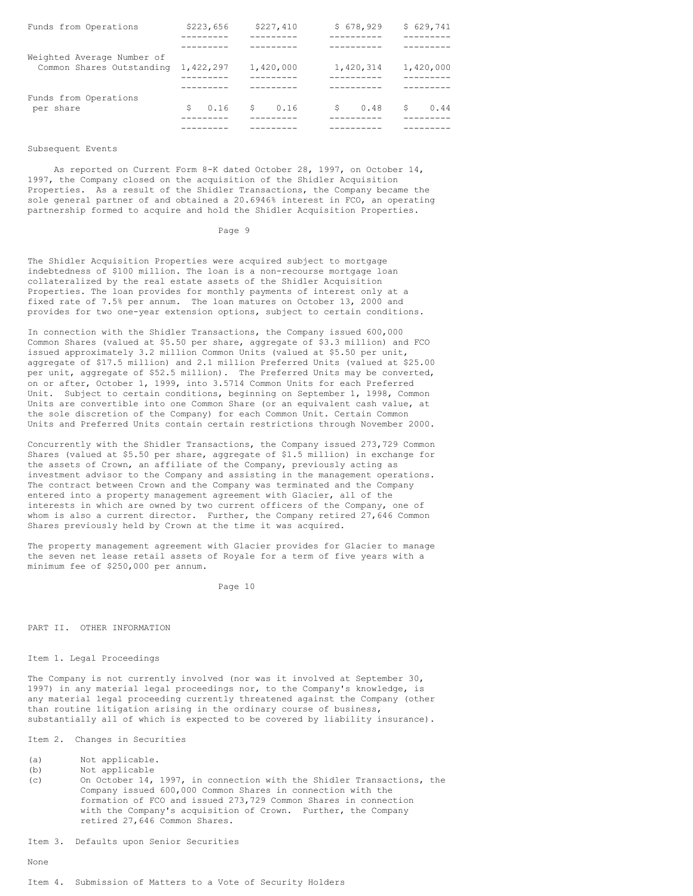| | | | | |
|---|---|---|---|---|
| Funds from Operations | $223,656 | $227,410 | $ 678,929 | $ 629,741 |
| Weighted Average Number of Common Shares Outstanding | 1,422,297 | 1,420,000 | 1,420,314 | 1,420,000 |
| Funds from Operations per share | $ 0.16 | $ 0.16 | $ 0.48 | $ 0.44 |

Subsequent Events

As reported on Current Form 8-K dated October 28, 1997, on October 14, 1997, the Company closed on the acquisition of the Shidler Acquisition Properties. As a result of the Shidler Transactions, the Company became the sole general partner of and obtained a 20.6946% interest in FCO, an operating partnership formed to acquire and hold the Shidler Acquisition Properties.

The Shidler Acquisition Properties were acquired subject to mortgage indebtedness of $100 million. The loan is a non-recourse mortgage loan collateralized by the real estate assets of the Shidler Acquisition Properties. The loan provides for monthly payments of interest only at a fixed rate of 7.5% per annum. The loan matures on October 13, 2000 and provides for two one-year extension options, subject to certain conditions.

In connection with the Shidler Transactions, the Company issued 600,000 Common Shares (valued at $5.50 per share, aggregate of $3.3 million) and FCO issued approximately 3.2 million Common Units (valued at $5.50 per unit, aggregate of $17.5 million) and 2.1 million Preferred Units (valued at $25.00 per unit, aggregate of $52.5 million). The Preferred Units may be converted, on or after, October 1, 1999, into 3.5714 Common Units for each Preferred Unit. Subject to certain conditions, beginning on September 1, 1998, Common Units are convertible into one Common Share (or an equivalent cash value, at the sole discretion of the Company) for each Common Unit. Certain Common Units and Preferred Units contain certain restrictions through November 2000.

Concurrently with the Shidler Transactions, the Company issued 273,729 Common Shares (valued at $5.50 per share, aggregate of $1.5 million) in exchange for the assets of Crown, an affiliate of the Company, previously acting as investment advisor to the Company and assisting in the management operations. The contract between Crown and the Company was terminated and the Company entered into a property management agreement with Glacier, all of the interests in which are owned by two current officers of the Company, one of whom is also a current director. Further, the Company retired 27,646 Common Shares previously held by Crown at the time it was acquired.

The property management agreement with Glacier provides for Glacier to manage the seven net lease retail assets of Royale for a term of five years with a minimum fee of $250,000 per annum.

## PART II. OTHER INFORMATION

### Item 1. Legal Proceedings

The Company is not currently involved (nor was it involved at September 30, 1997) in any material legal proceedings nor, to the Company's knowledge, is any material legal proceeding currently threatened against the Company (other than routine litigation arising in the ordinary course of business, substantially all of which is expected to be covered by liability insurance).

### Item 2. Changes in Securities

(a) Not applicable.
(b) Not applicable
(c) On October 14, 1997, in connection with the Shidler Transactions, the Company issued 600,000 Common Shares in connection with the formation of FCO and issued 273,729 Common Shares in connection with the Company's acquisition of Crown. Further, the Company retired 27,646 Common Shares.

### Item 3. Defaults upon Senior Securities

None

### Item 4. Submission of Matters to a Vote of Security Holders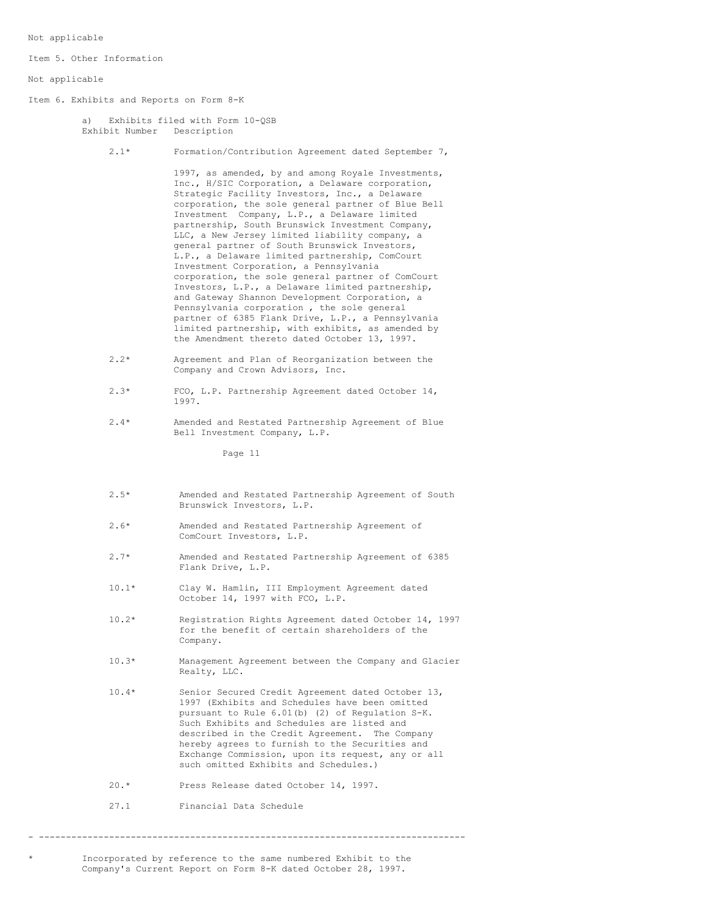Not applicable

Item 5. Other Information

Not applicable

Item 6. Exhibits and Reports on Form 8-K

a) Exhibits filed with Form 10-QSB

| Exhibit Number | Description |
|---|---|
| 2.1* | Formation/Contribution Agreement dated September 7, 1997, as amended, by and among Royale Investments, Inc., H/SIC Corporation, a Delaware corporation, Strategic Facility Investors, Inc., a Delaware corporation, the sole general partner of Blue Bell Investment Company, L.P., a Delaware limited partnership, South Brunswick Investment Company, LLC, a New Jersey limited liability company, a general partner of South Brunswick Investors, L.P., a Delaware limited partnership, ComCourt Investment Corporation, a Pennsylvania corporation, the sole general partner of ComCourt Investors, L.P., a Delaware limited partnership, and Gateway Shannon Development Corporation, a Pennsylvania corporation , the sole general partner of 6385 Flank Drive, L.P., a Pennsylvania limited partnership, with exhibits, as amended by the Amendment thereto dated October 13, 1997. |
| 2.2* | Agreement and Plan of Reorganization between the Company and Crown Advisors, Inc. |
| 2.3* | FCO, L.P. Partnership Agreement dated October 14, 1997. |
| 2.4* | Amended and Restated Partnership Agreement of Blue Bell Investment Company, L.P. |
| 2.5* | Amended and Restated Partnership Agreement of South Brunswick Investors, L.P. |
| 2.6* | Amended and Restated Partnership Agreement of ComCourt Investors, L.P. |
| 2.7* | Amended and Restated Partnership Agreement of 6385 Flank Drive, L.P. |
| 10.1* | Clay W. Hamlin, III Employment Agreement dated October 14, 1997 with FCO, L.P. |
| 10.2* | Registration Rights Agreement dated October 14, 1997 for the benefit of certain shareholders of the Company. |
| 10.3* | Management Agreement between the Company and Glacier Realty, LLC. |
| 10.4* | Senior Secured Credit Agreement dated October 13, 1997 (Exhibits and Schedules have been omitted pursuant to Rule 6.01(b) (2) of Regulation S-K. Such Exhibits and Schedules are listed and described in the Credit Agreement. The Company hereby agrees to furnish to the Securities and Exchange Commission, upon its request, any or all such omitted Exhibits and Schedules.) |
| 20.* | Press Release dated October 14, 1997. |
| 27.1 | Financial Data Schedule |

---

\* Incorporated by reference to the same numbered Exhibit to the Company's Current Report on Form 8-K dated October 28, 1997.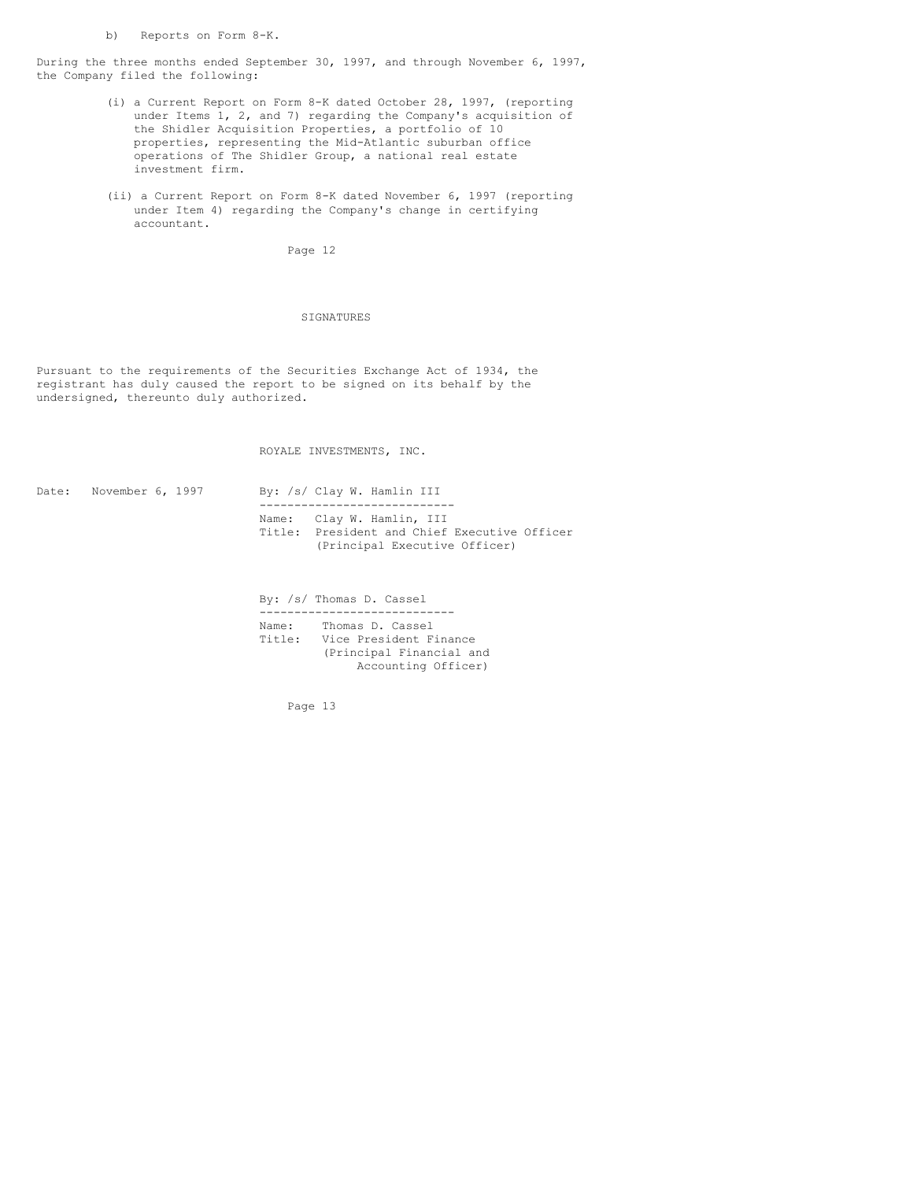b) Reports on Form 8-K.

During the three months ended September 30, 1997, and through November 6, 1997, the Company filed the following:

(i) a Current Report on Form 8-K dated October 28, 1997, (reporting under Items 1, 2, and 7) regarding the Company's acquisition of the Shidler Acquisition Properties, a portfolio of 10 properties, representing the Mid-Atlantic suburban office operations of The Shidler Group, a national real estate investment firm.

(ii) a Current Report on Form 8-K dated November 6, 1997 (reporting under Item 4) regarding the Company's change in certifying accountant.

## SIGNATURES

Pursuant to the requirements of the Securities Exchange Act of 1934, the registrant has duly caused the report to be signed on its behalf by the undersigned, thereunto duly authorized.

ROYALE INVESTMENTS, INC.

Date: November 6, 1997

By: /s/ Clay W. Hamlin III

Name: Clay W. Hamlin, III
Title: President and Chief Executive Officer
(Principal Executive Officer)

By: /s/ Thomas D. Cassel

Name: Thomas D. Cassel
Title: Vice President Finance
(Principal Financial and Accounting Officer)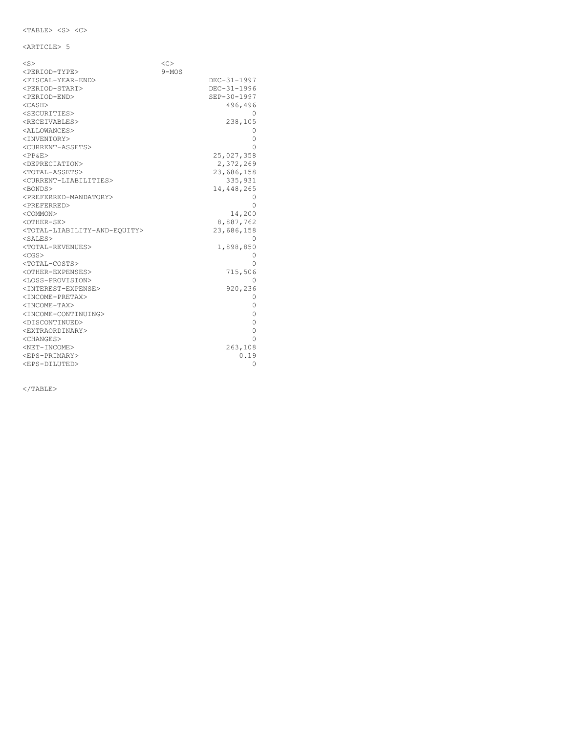<TABLE> <S> <C>

<ARTICLE> 5

| <S> | <C> |
| --- | --- |
| <PERIOD-TYPE> | 9-MOS |
| <FISCAL-YEAR-END> | DEC-31-1997 |
| <PERIOD-START> | DEC-31-1996 |
| <PERIOD-END> | SEP-30-1997 |
| <CASH> | 496,496 |
| <SECURITIES> | 0 |
| <RECEIVABLES> | 238,105 |
| <ALLOWANCES> | 0 |
| <INVENTORY> | 0 |
| <CURRENT-ASSETS> | 0 |
| <PP&E> | 25,027,358 |
| <DEPRECIATION> | 2,372,269 |
| <TOTAL-ASSETS> | 23,686,158 |
| <CURRENT-LIABILITIES> | 335,931 |
| <BONDS> | 14,448,265 |
| <PREFERRED-MANDATORY> | 0 |
| <PREFERRED> | 0 |
| <COMMON> | 14,200 |
| <OTHER-SE> | 8,887,762 |
| <TOTAL-LIABILITY-AND-EQUITY> | 23,686,158 |
| <SALES> | 0 |
| <TOTAL-REVENUES> | 1,898,850 |
| <CGS> | 0 |
| <TOTAL-COSTS> | 0 |
| <OTHER-EXPENSES> | 715,506 |
| <LOSS-PROVISION> | 0 |
| <INTEREST-EXPENSE> | 920,236 |
| <INCOME-PRETAX> | 0 |
| <INCOME-TAX> | 0 |
| <INCOME-CONTINUING> | 0 |
| <DISCONTINUED> | 0 |
| <EXTRAORDINARY> | 0 |
| <CHANGES> | 0 |
| <NET-INCOME> | 263,108 |
| <EPS-PRIMARY> | 0.19 |
| <EPS-DILUTED> | 0 |

</TABLE>